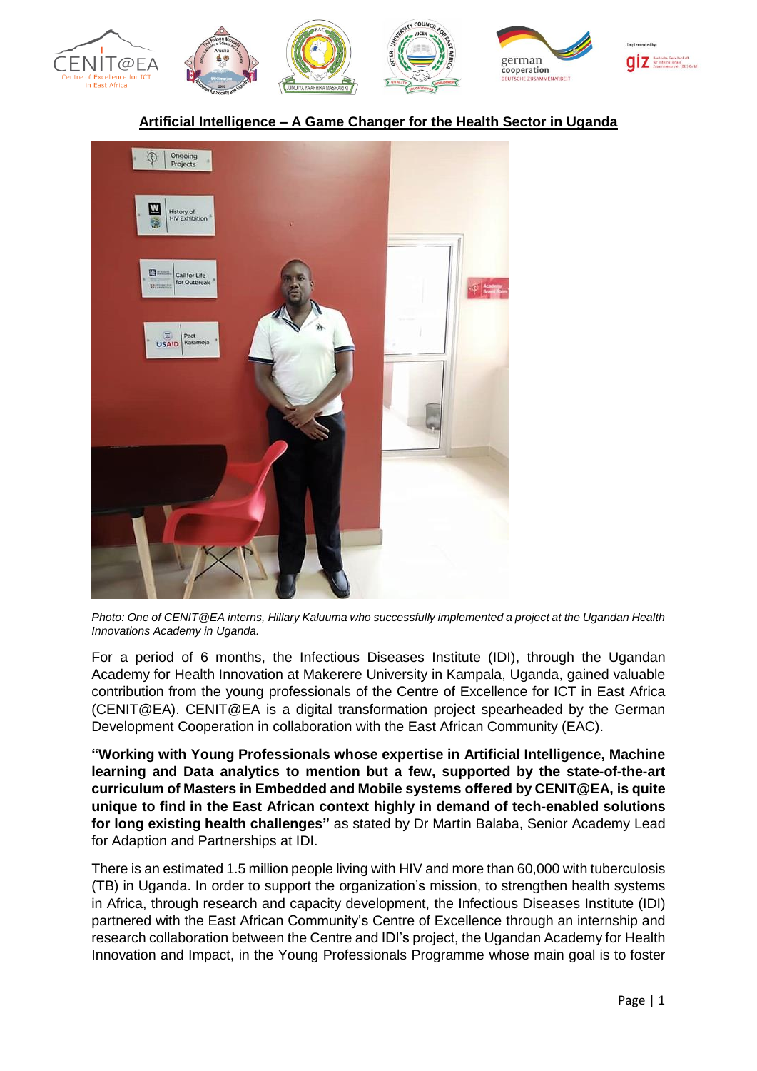## Artificial Intelligence – A Game Changer for the Health Sector in Uganda

*Photo: One of CENIT@EA interns, Hillary Kaluuma who successfully implemented a project at the Ugandan Health Innovations Academy in Uganda.*

For a period of 6 months, the Infectious Diseases Institute (IDI), through the Ugandan Academy for Health Innovation at Makerere University in Kampala, Uganda, gained valuable contribution from the young professionals of the Centre of Excellence for ICT in East Africa (CENIT@EA). CENIT@EA is a digital transformation project spearheaded by the German Development Cooperation in collaboration with the East African Community (EAC).

**"Working with Young Professionals whose expertise in Artificial Intelligence, Machine learning and Data analytics to mention but a few, supported by the state-of-the-art curriculum of Masters in Embedded and Mobile systems offered by CENIT@EA, is quite unique to find in the East African context highly in demand of tech-enabled solutions for long existing health challenges"** as stated by Dr Martin Balaba, Senior Academy Lead for Adaption and Partnerships at IDI.

There is an estimated 1.5 million people living with HIV and more than 60,000 with tuberculosis (TB) in Uganda. In order to support the organization's mission, to strengthen health systems in Africa, through research and capacity development, the Infectious Diseases Institute (IDI) partnered with the East African Community's Centre of Excellence through an internship and research collaboration between the Centre and IDI's project, the Ugandan Academy for Health Innovation and Impact, in the Young Professionals Programme whose main goal is to foster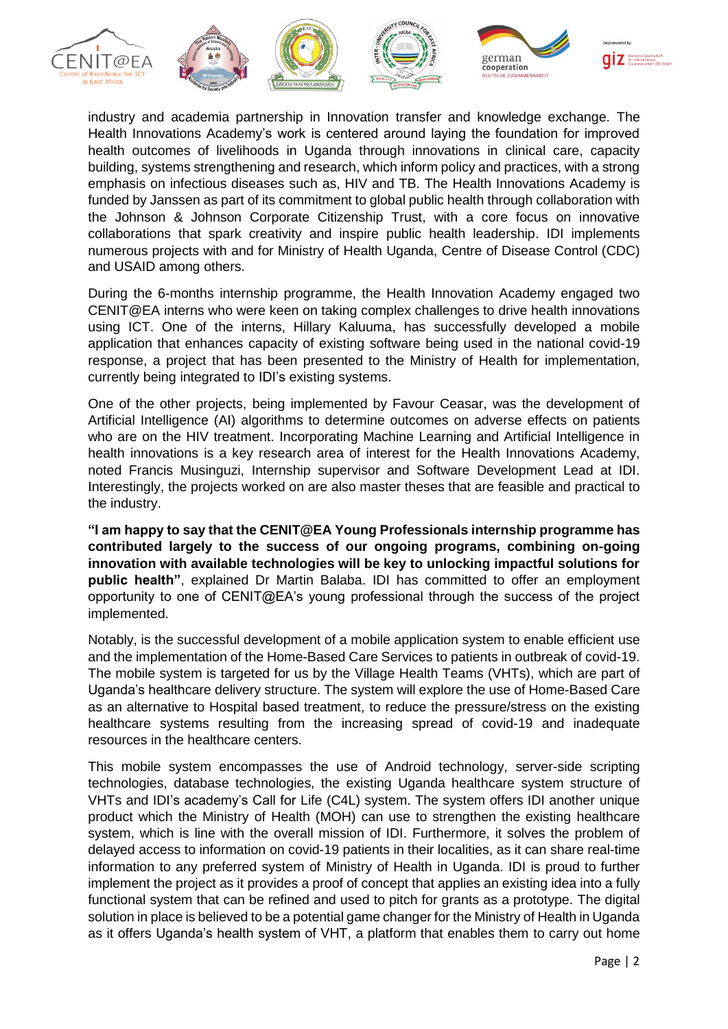industry and academia partnership in Innovation transfer and knowledge exchange. The Health Innovations Academy's work is centered around laying the foundation for improved health outcomes of livelihoods in Uganda through innovations in clinical care, capacity building, systems strengthening and research, which inform policy and practices, with a strong emphasis on infectious diseases such as, HIV and TB. The Health Innovations Academy is funded by Janssen as part of its commitment to global public health through collaboration with the Johnson & Johnson Corporate Citizenship Trust, with a core focus on innovative collaborations that spark creativity and inspire public health leadership. IDI implements numerous projects with and for Ministry of Health Uganda, Centre of Disease Control (CDC) and USAID among others.

During the 6-months internship programme, the Health Innovation Academy engaged two CENIT@EA interns who were keen on taking complex challenges to drive health innovations using ICT. One of the interns, Hillary Kaluuma, has successfully developed a mobile application that enhances capacity of existing software being used in the national covid-19 response, a project that has been presented to the Ministry of Health for implementation, currently being integrated to IDI's existing systems.

One of the other projects, being implemented by Favour Ceasar, was the development of Artificial Intelligence (AI) algorithms to determine outcomes on adverse effects on patients who are on the HIV treatment. Incorporating Machine Learning and Artificial Intelligence in health innovations is a key research area of interest for the Health Innovations Academy, noted Francis Musinguzi, Internship supervisor and Software Development Lead at IDI. Interestingly, the projects worked on are also master theses that are feasible and practical to the industry.

**"I am happy to say that the CENIT@EA Young Professionals internship programme has contributed largely to the success of our ongoing programs, combining on-going innovation with available technologies will be key to unlocking impactful solutions for public health"**, explained Dr Martin Balaba. IDI has committed to offer an employment opportunity to one of CENIT@EA's young professional through the success of the project implemented.

Notably, is the successful development of a mobile application system to enable efficient use and the implementation of the Home-Based Care Services to patients in outbreak of covid-19. The mobile system is targeted for us by the Village Health Teams (VHTs), which are part of Uganda's healthcare delivery structure. The system will explore the use of Home-Based Care as an alternative to Hospital based treatment, to reduce the pressure/stress on the existing healthcare systems resulting from the increasing spread of covid-19 and inadequate resources in the healthcare centers.

This mobile system encompasses the use of Android technology, server-side scripting technologies, database technologies, the existing Uganda healthcare system structure of VHTs and IDI's academy's Call for Life (C4L) system. The system offers IDI another unique product which the Ministry of Health (MOH) can use to strengthen the existing healthcare system, which is line with the overall mission of IDI. Furthermore, it solves the problem of delayed access to information on covid-19 patients in their localities, as it can share real-time information to any preferred system of Ministry of Health in Uganda. IDI is proud to further implement the project as it provides a proof of concept that applies an existing idea into a fully functional system that can be refined and used to pitch for grants as a prototype. The digital solution in place is believed to be a potential game changer for the Ministry of Health in Uganda as it offers Uganda's health system of VHT, a platform that enables them to carry out home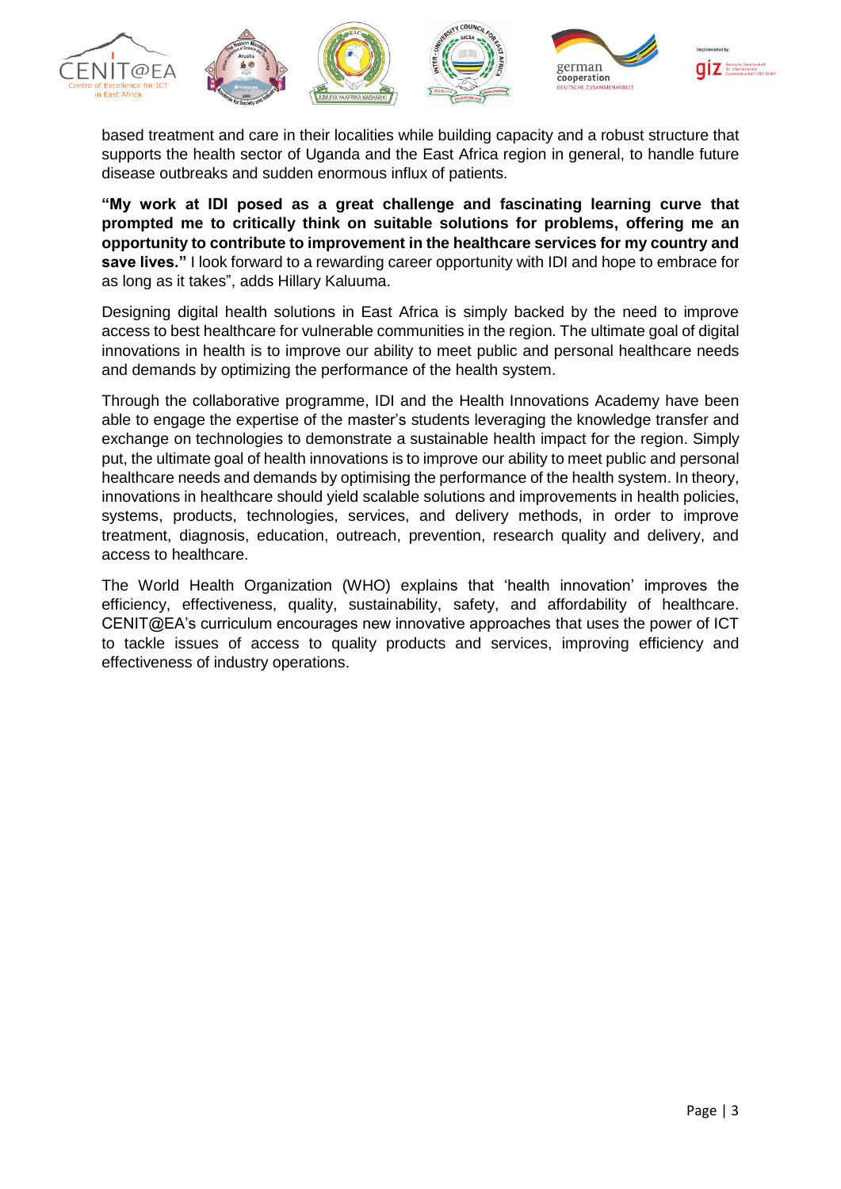based treatment and care in their localities while building capacity and a robust structure that supports the health sector of Uganda and the East Africa region in general, to handle future disease outbreaks and sudden enormous influx of patients.

**"My work at IDI posed as a great challenge and fascinating learning curve that prompted me to critically think on suitable solutions for problems, offering me an opportunity to contribute to improvement in the healthcare services for my country and save lives."** I look forward to a rewarding career opportunity with IDI and hope to embrace for as long as it takes", adds Hillary Kaluuma.

Designing digital health solutions in East Africa is simply backed by the need to improve access to best healthcare for vulnerable communities in the region. The ultimate goal of digital innovations in health is to improve our ability to meet public and personal healthcare needs and demands by optimizing the performance of the health system.

Through the collaborative programme, IDI and the Health Innovations Academy have been able to engage the expertise of the master's students leveraging the knowledge transfer and exchange on technologies to demonstrate a sustainable health impact for the region. Simply put, the ultimate goal of health innovations is to improve our ability to meet public and personal healthcare needs and demands by optimising the performance of the health system. In theory, innovations in healthcare should yield scalable solutions and improvements in health policies, systems, products, technologies, services, and delivery methods, in order to improve treatment, diagnosis, education, outreach, prevention, research quality and delivery, and access to healthcare.

The World Health Organization (WHO) explains that 'health innovation' improves the efficiency, effectiveness, quality, sustainability, safety, and affordability of healthcare. CENIT@EA's curriculum encourages new innovative approaches that uses the power of ICT to tackle issues of access to quality products and services, improving efficiency and effectiveness of industry operations.